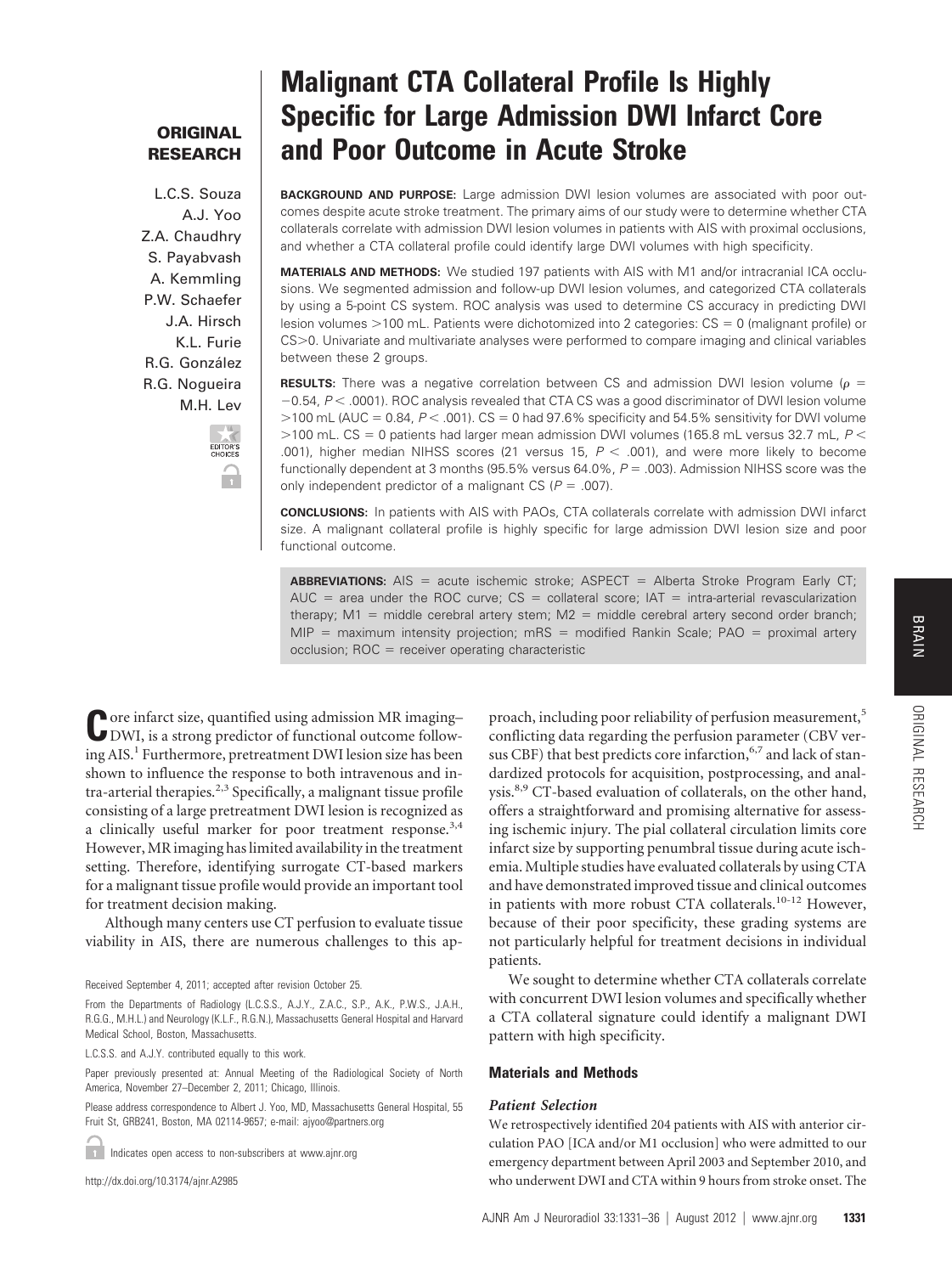**ORIGINAL RESEARCH**

# Malignant CTA Collateral Profile Is Highly Specific for Large Admission DWI Infarct Core and Poor Outcome in Acute Stroke

L.C.S. Souza
A.J. Yoo
Z.A. Chaudhry
S. Payabvash
A. Kemmling
P.W. Schaefer
J.A. Hirsch
K.L. Furie
R.G. González
R.G. Nogueira
M.H. Lev

**BACKGROUND AND PURPOSE:** Large admission DWI lesion volumes are associated with poor outcomes despite acute stroke treatment. The primary aims of our study were to determine whether CTA collaterals correlate with admission DWI lesion volumes in patients with AIS with proximal occlusions, and whether a CTA collateral profile could identify large DWI volumes with high specificity.

**MATERIALS AND METHODS:** We studied 197 patients with AIS with M1 and/or intracranial ICA occlusions. We segmented admission and follow-up DWI lesion volumes, and categorized CTA collaterals by using a 5-point CS system. ROC analysis was used to determine CS accuracy in predicting DWI lesion volumes >100 mL. Patients were dichotomized into 2 categories: CS = 0 (malignant profile) or CS>0. Univariate and multivariate analyses were performed to compare imaging and clinical variables between these 2 groups.

**RESULTS:** There was a negative correlation between CS and admission DWI lesion volume ($\rho = -0.54$, $P < .0001$). ROC analysis revealed that CTA CS was a good discriminator of DWI lesion volume >100 mL (AUC = 0.84, $P < .001$). CS = 0 had 97.6% specificity and 54.5% sensitivity for DWI volume >100 mL. CS = 0 patients had larger mean admission DWI volumes (165.8 mL versus 32.7 mL, $P < .001$), higher median NIHSS scores (21 versus 15, $P < .001$), and were more likely to become functionally dependent at 3 months (95.5% versus 64.0%, $P = .003$). Admission NIHSS score was the only independent predictor of a malignant CS ($P = .007$).

**CONCLUSIONS:** In patients with AIS with PAOs, CTA collaterals correlate with admission DWI infarct size. A malignant collateral profile is highly specific for large admission DWI lesion size and poor functional outcome.

**ABBREVIATIONS:** AIS = acute ischemic stroke; ASPECT = Alberta Stroke Program Early CT; AUC = area under the ROC curve; CS = collateral score; IAT = intra-arterial revascularization therapy; M1 = middle cerebral artery stem; M2 = middle cerebral artery second order branch; MIP = maximum intensity projection; mRS = modified Rankin Scale; PAO = proximal artery occlusion; ROC = receiver operating characteristic

Core infarct size, quantified using admission MR imaging–DWI, is a strong predictor of functional outcome following AIS.[1] Furthermore, pretreatment DWI lesion size has been shown to influence the response to both intravenous and intra-arterial therapies.[2,3] Specifically, a malignant tissue profile consisting of a large pretreatment DWI lesion is recognized as a clinically useful marker for poor treatment response.[3,4] However, MR imaging has limited availability in the treatment setting. Therefore, identifying surrogate CT-based markers for a malignant tissue profile would provide an important tool for treatment decision making.

Although many centers use CT perfusion to evaluate tissue viability in AIS, there are numerous challenges to this approach, including poor reliability of perfusion measurement,[5] conflicting data regarding the perfusion parameter (CBV versus CBF) that best predicts core infarction,[6,7] and lack of standardized protocols for acquisition, postprocessing, and analysis.[8,9] CT-based evaluation of collaterals, on the other hand, offers a straightforward and promising alternative for assessing ischemic injury. The pial collateral circulation limits core infarct size by supporting penumbral tissue during acute ischemia. Multiple studies have evaluated collaterals by using CTA and have demonstrated improved tissue and clinical outcomes in patients with more robust CTA collaterals.[10-12] However, because of their poor specificity, these grading systems are not particularly helpful for treatment decisions in individual patients.

We sought to determine whether CTA collaterals correlate with concurrent DWI lesion volumes and specifically whether a CTA collateral signature could identify a malignant DWI pattern with high specificity.

## Materials and Methods

### Patient Selection

We retrospectively identified 204 patients with AIS with anterior circulation PAO [ICA and/or M1 occlusion] who were admitted to our emergency department between April 2003 and September 2010, and who underwent DWI and CTA within 9 hours from stroke onset. The

Received September 4, 2011; accepted after revision October 25.

From the Departments of Radiology (L.C.S.S., A.J.Y., Z.A.C., S.P., A.K., P.W.S., J.A.H., R.G.G., M.H.L.) and Neurology (K.L.F., R.G.N.), Massachusetts General Hospital and Harvard Medical School, Boston, Massachusetts.

L.C.S.S. and A.J.Y. contributed equally to this work.

Paper previously presented at: Annual Meeting of the Radiological Society of North America, November 27–December 2, 2011; Chicago, Illinois.

Please address correspondence to Albert J. Yoo, MD, Massachusetts General Hospital, 55 Fruit St, GRB241, Boston, MA 02114-9657; e-mail: ajyoo@partners.org

Indicates open access to non-subscribers at www.ajnr.org

http://dx.doi.org/10.3174/ajnr.A2985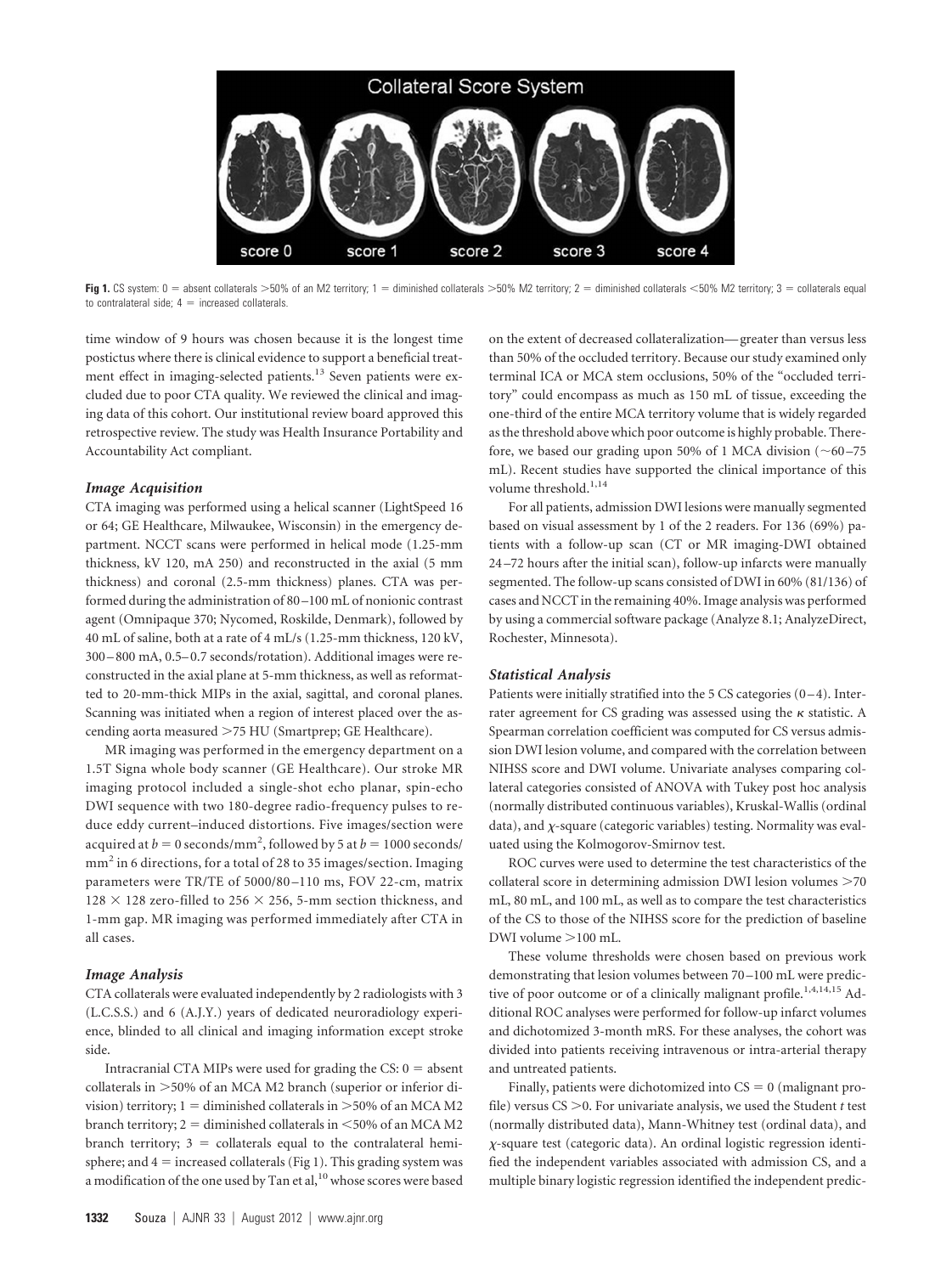**Fig 1.** CS system: 0 = absent collaterals >50% of an M2 territory; 1 = diminished collaterals >50% M2 territory; 2 = diminished collaterals <50% M2 territory; 3 = collaterals equal to contralateral side; 4 = increased collaterals.

time window of 9 hours was chosen because it is the longest time postictus where there is clinical evidence to support a beneficial treatment effect in imaging-selected patients.[13] Seven patients were excluded due to poor CTA quality. We reviewed the clinical and imaging data of this cohort. Our institutional review board approved this retrospective review. The study was Health Insurance Portability and Accountability Act compliant.

### Image Acquisition

CTA imaging was performed using a helical scanner (LightSpeed 16 or 64; GE Healthcare, Milwaukee, Wisconsin) in the emergency department. NCCT scans were performed in helical mode (1.25-mm thickness, kV 120, mA 250) and reconstructed in the axial (5 mm thickness) and coronal (2.5-mm thickness) planes. CTA was performed during the administration of 80–100 mL of nonionic contrast agent (Omnipaque 370; Nycomed, Roskilde, Denmark), followed by 40 mL of saline, both at a rate of 4 mL/s (1.25-mm thickness, 120 kV, 300–800 mA, 0.5–0.7 seconds/rotation). Additional images were reconstructed in the axial plane at 5-mm thickness, as well as reformatted to 20-mm-thick MIPs in the axial, sagittal, and coronal planes. Scanning was initiated when a region of interest placed over the ascending aorta measured >75 HU (Smartprep; GE Healthcare).

MR imaging was performed in the emergency department on a 1.5T Signa whole body scanner (GE Healthcare). Our stroke MR imaging protocol included a single-shot echo planar, spin-echo DWI sequence with two 180-degree radio-frequency pulses to reduce eddy current–induced distortions. Five images/section were acquired at $b = 0$ seconds/mm$^2$, followed by 5 at $b = 1000$ seconds/mm$^2$ in 6 directions, for a total of 28 to 35 images/section. Imaging parameters were TR/TE of 5000/80–110 ms, FOV 22-cm, matrix $128 \times 128$ zero-filled to $256 \times 256$, 5-mm section thickness, and 1-mm gap. MR imaging was performed immediately after CTA in all cases.

### Image Analysis

CTA collaterals were evaluated independently by 2 radiologists with 3 (L.C.S.S.) and 6 (A.J.Y.) years of dedicated neuroradiology experience, blinded to all clinical and imaging information except stroke side.

Intracranial CTA MIPs were used for grading the CS: 0 = absent collaterals in >50% of an MCA M2 branch (superior or inferior division) territory; 1 = diminished collaterals in >50% of an MCA M2 branch territory; 2 = diminished collaterals in <50% of an MCA M2 branch territory; 3 = collaterals equal to the contralateral hemisphere; and 4 = increased collaterals (Fig 1). This grading system was a modification of the one used by Tan et al,[10] whose scores were based on the extent of decreased collateralization—greater than versus less than 50% of the occluded territory. Because our study examined only terminal ICA or MCA stem occlusions, 50% of the "occluded territory" could encompass as much as 150 mL of tissue, exceeding the one-third of the entire MCA territory volume that is widely regarded as the threshold above which poor outcome is highly probable. Therefore, we based our grading upon 50% of 1 MCA division (~60–75 mL). Recent studies have supported the clinical importance of this volume threshold.[1,14]

For all patients, admission DWI lesions were manually segmented based on visual assessment by 1 of the 2 readers. For 136 (69%) patients with a follow-up scan (CT or MR imaging-DWI obtained 24–72 hours after the initial scan), follow-up infarcts were manually segmented. The follow-up scans consisted of DWI in 60% (81/136) of cases and NCCT in the remaining 40%. Image analysis was performed by using a commercial software package (Analyze 8.1; AnalyzeDirect, Rochester, Minnesota).

### Statistical Analysis

Patients were initially stratified into the 5 CS categories (0–4). Interrater agreement for CS grading was assessed using the $\kappa$ statistic. A Spearman correlation coefficient was computed for CS versus admission DWI lesion volume, and compared with the correlation between NIHSS score and DWI volume. Univariate analyses comparing collateral categories consisted of ANOVA with Tukey post hoc analysis (normally distributed continuous variables), Kruskal-Wallis (ordinal data), and $\chi$-square (categoric variables) testing. Normality was evaluated using the Kolmogorov-Smirnov test.

ROC curves were used to determine the test characteristics of the collateral score in determining admission DWI lesion volumes >70 mL, 80 mL, and 100 mL, as well as to compare the test characteristics of the CS to those of the NIHSS score for the prediction of baseline DWI volume >100 mL.

These volume thresholds were chosen based on previous work demonstrating that lesion volumes between 70–100 mL were predictive of poor outcome or of a clinically malignant profile.[1,4,14,15] Additional ROC analyses were performed for follow-up infarct volumes and dichotomized 3-month mRS. For these analyses, the cohort was divided into patients receiving intravenous or intra-arterial therapy and untreated patients.

Finally, patients were dichotomized into CS = 0 (malignant profile) versus CS >0. For univariate analysis, we used the Student *t* test (normally distributed data), Mann-Whitney test (ordinal data), and $\chi$-square test (categoric data). An ordinal logistic regression identified the independent variables associated with admission CS, and a multiple binary logistic regression identified the independent predic-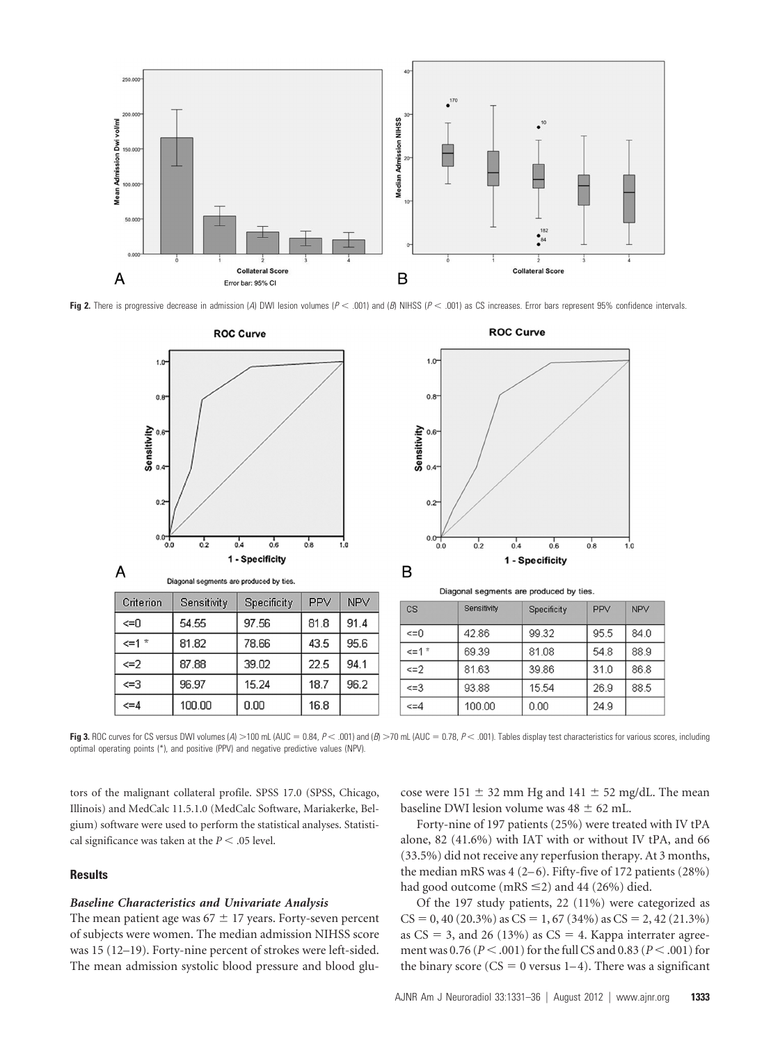Fig 2. There is progressive decrease in admission (A) DWI lesion volumes ($P < .001$) and (B) NIHSS ($P < .001$) as CS increases. Error bars represent 95% confidence intervals.

A

| Criterion | Sensitivity | Specificity | PPV | NPV |
|---|---|---|---|---|
| <=0 | 54.55 | 97.56 | 81.8 | 91.4 |
| <=1 * | 81.82 | 78.66 | 43.5 | 95.6 |
| <=2 | 87.88 | 39.02 | 22.5 | 94.1 |
| <=3 | 96.97 | 15.24 | 18.7 | 96.2 |
| <=4 | 100.00 | 0.00 | 16.8 | |

B

| CS | Sensitivity | Specificity | PPV | NPV |
|---|---|---|---|---|
| <=0 | 42.86 | 99.32 | 95.5 | 84.0 |
| <=1 * | 69.39 | 81.08 | 54.8 | 88.9 |
| <=2 | 81.63 | 39.86 | 31.0 | 86.8 |
| <=3 | 93.88 | 15.54 | 26.9 | 88.5 |
| <=4 | 100.00 | 0.00 | 24.9 | |

Fig 3. ROC curves for CS versus DWI volumes (A) >100 mL (AUC = 0.84, $P < .001$) and (B) >70 mL (AUC = 0.78, $P < .001$). Tables display test characteristics for various scores, including optimal operating points (*), and positive (PPV) and negative predictive values (NPV).

tors of the malignant collateral profile. SPSS 17.0 (SPSS, Chicago, Illinois) and MedCalc 11.5.1.0 (MedCalc Software, Mariakerke, Belgium) software were used to perform the statistical analyses. Statistical significance was taken at the $P < .05$ level.

## Results

### Baseline Characteristics and Univariate Analysis

The mean patient age was 67 ± 17 years. Forty-seven percent of subjects were women. The median admission NIHSS score was 15 (12–19). Forty-nine percent of strokes were left-sided. The mean admission systolic blood pressure and blood glucose were 151 ± 32 mm Hg and 141 ± 52 mg/dL. The mean baseline DWI lesion volume was 48 ± 62 mL.

Forty-nine of 197 patients (25%) were treated with IV tPA alone, 82 (41.6%) with IAT with or without IV tPA, and 66 (33.5%) did not receive any reperfusion therapy. At 3 months, the median mRS was 4 (2–6). Fifty-five of 172 patients (28%) had good outcome (mRS ≤2) and 44 (26%) died.

Of the 197 study patients, 22 (11%) were categorized as CS = 0, 40 (20.3%) as CS = 1, 67 (34%) as CS = 2, 42 (21.3%) as CS = 3, and 26 (13%) as CS = 4. Kappa interrater agreement was 0.76 ($P < .001$) for the full CS and 0.83 ($P < .001$) for the binary score (CS = 0 versus 1–4). There was a significant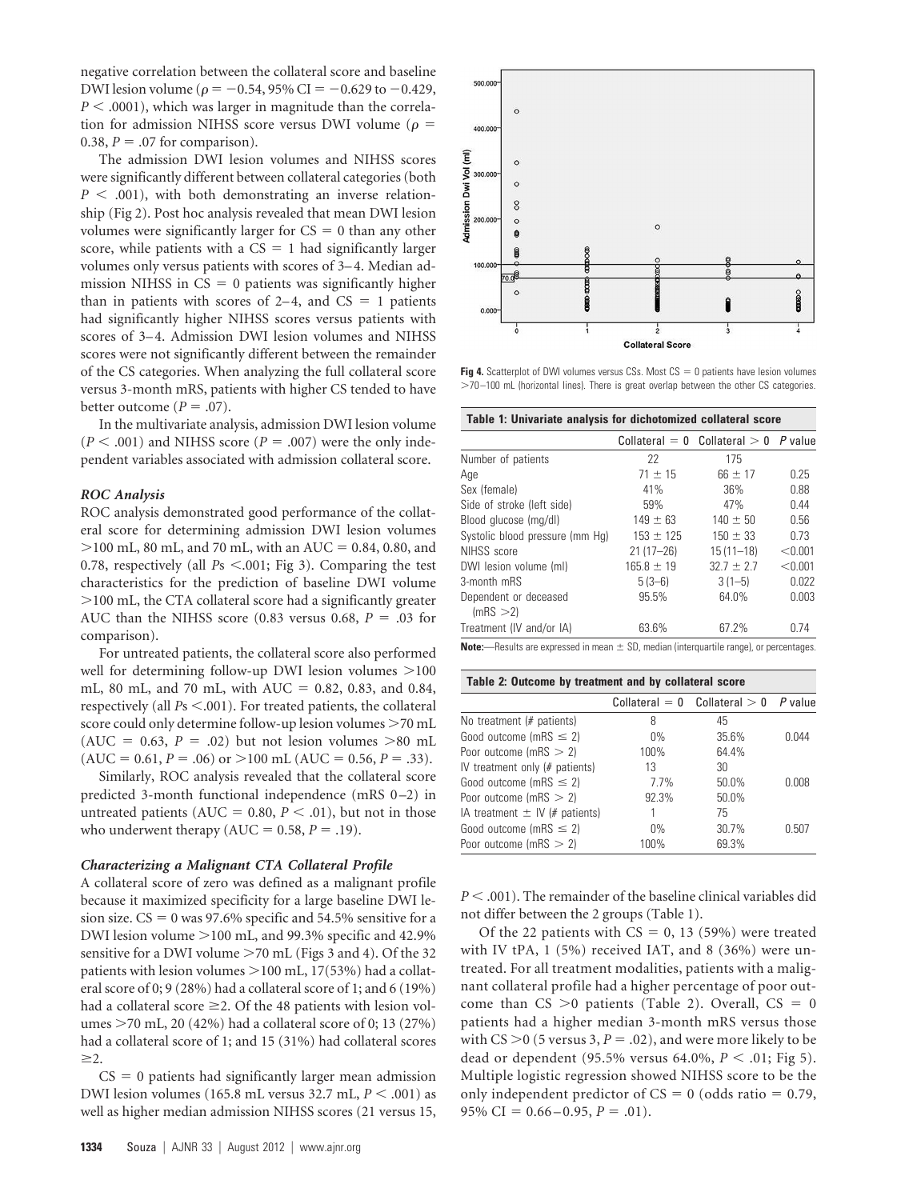negative correlation between the collateral score and baseline DWI lesion volume ($\rho = -0.54$, 95% CI = $-0.629$ to $-0.429$, $P < .0001$), which was larger in magnitude than the correlation for admission NIHSS score versus DWI volume ($\rho = 0.38$, $P = .07$ for comparison).

The admission DWI lesion volumes and NIHSS scores were significantly different between collateral categories (both $P < .001$), with both demonstrating an inverse relationship (Fig 2). Post hoc analysis revealed that mean DWI lesion volumes were significantly larger for CS = 0 than any other score, while patients with a CS = 1 had significantly larger volumes only versus patients with scores of 3–4. Median admission NIHSS in CS = 0 patients was significantly higher than in patients with scores of 2–4, and CS = 1 patients had significantly higher NIHSS scores versus patients with scores of 3–4. Admission DWI lesion volumes and NIHSS scores were not significantly different between the remainder of the CS categories. When analyzing the full collateral score versus 3-month mRS, patients with higher CS tended to have better outcome ($P = .07$).

In the multivariate analysis, admission DWI lesion volume ($P < .001$) and NIHSS score ($P = .007$) were the only independent variables associated with admission collateral score.

### *ROC Analysis*

ROC analysis demonstrated good performance of the collateral score for determining admission DWI lesion volumes >100 mL, 80 mL, and 70 mL, with an AUC = 0.84, 0.80, and 0.78, respectively (all *P*s <.001; Fig 3). Comparing the test characteristics for the prediction of baseline DWI volume >100 mL, the CTA collateral score had a significantly greater AUC than the NIHSS score (0.83 versus 0.68, $P = .03$ for comparison).

For untreated patients, the collateral score also performed well for determining follow-up DWI lesion volumes >100 mL, 80 mL, and 70 mL, with AUC = 0.82, 0.83, and 0.84, respectively (all *P*s <.001). For treated patients, the collateral score could only determine follow-up lesion volumes >70 mL (AUC = 0.63, $P = .02$) but not lesion volumes >80 mL (AUC = 0.61, $P = .06$) or >100 mL (AUC = 0.56, $P = .33$).

Similarly, ROC analysis revealed that the collateral score predicted 3-month functional independence (mRS 0–2) in untreated patients (AUC = 0.80, $P < .01$), but not in those who underwent therapy (AUC = 0.58, $P = .19$).

### *Characterizing a Malignant CTA Collateral Profile*

A collateral score of zero was defined as a malignant profile because it maximized specificity for a large baseline DWI lesion size. CS = 0 was 97.6% specific and 54.5% sensitive for a DWI lesion volume >100 mL, and 99.3% specific and 42.9% sensitive for a DWI volume >70 mL (Figs 3 and 4). Of the 32 patients with lesion volumes >100 mL, 17(53%) had a collateral score of 0; 9 (28%) had a collateral score of 1; and 6 (19%) had a collateral score ≥2. Of the 48 patients with lesion volumes >70 mL, 20 (42%) had a collateral score of 0; 13 (27%) had a collateral score of 1; and 15 (31%) had collateral scores ≥2.

CS = 0 patients had significantly larger mean admission DWI lesion volumes (165.8 mL versus 32.7 mL, $P < .001$) as well as higher median admission NIHSS scores (21 versus 15, $P < .001$). The remainder of the baseline clinical variables did not differ between the 2 groups (Table 1).

Of the 22 patients with CS = 0, 13 (59%) were treated with IV tPA, 1 (5%) received IAT, and 8 (36%) were untreated. For all treatment modalities, patients with a malignant collateral profile had a higher percentage of poor outcome than CS >0 patients (Table 2). Overall, CS = 0 patients had a higher median 3-month mRS versus those with CS >0 (5 versus 3, $P = .02$), and were more likely to be dead or dependent (95.5% versus 64.0%, $P < .01$; Fig 5). Multiple logistic regression showed NIHSS score to be the only independent predictor of CS = 0 (odds ratio = 0.79, 95% CI = 0.66–0.95, $P = .01$).

**Fig 4.** Scatterplot of DWI volumes versus CSs. Most CS = 0 patients have lesion volumes >70–100 mL (horizontal lines). There is great overlap between the other CS categories.

**Table 1: Univariate analysis for dichotomized collateral score**

| | Collateral = 0 | Collateral > 0 | *P* value |
|---|---|---|---|
| Number of patients | 22 | 175 | |
| Age | 71 ± 15 | 66 ± 17 | 0.25 |
| Sex (female) | 41% | 36% | 0.88 |
| Side of stroke (left side) | 59% | 47% | 0.44 |
| Blood glucose (mg/dl) | 149 ± 63 | 140 ± 50 | 0.56 |
| Systolic blood pressure (mm Hg) | 153 ± 125 | 150 ± 33 | 0.73 |
| NIHSS score | 21 (17–26) | 15 (11–18) | <0.001 |
| DWI lesion volume (ml) | 165.8 ± 19 | 32.7 ± 2.7 | <0.001 |
| 3-month mRS | 5 (3–6) | 3 (1–5) | 0.022 |
| Dependent or deceased (mRS >2) | 95.5% | 64.0% | 0.003 |
| Treatment (IV and/or IA) | 63.6% | 67.2% | 0.74 |

**Note:**—Results are expressed in mean ± SD, median (interquartile range), or percentages.

**Table 2: Outcome by treatment and by collateral score**

| | Collateral = 0 | Collateral > 0 | *P* value |
|---|---|---|---|
| No treatment (# patients) | 8 | 45 | |
| Good outcome (mRS ≤ 2) | 0% | 35.6% | 0.044 |
| Poor outcome (mRS > 2) | 100% | 64.4% | |
| IV treatment only (# patients) | 13 | 30 | |
| Good outcome (mRS ≤ 2) | 7.7% | 50.0% | 0.008 |
| Poor outcome (mRS > 2) | 92.3% | 50.0% | |
| IA treatment ± IV (# patients) | 1 | 75 | |
| Good outcome (mRS ≤ 2) | 0% | 30.7% | 0.507 |
| Poor outcome (mRS > 2) | 100% | 69.3% | |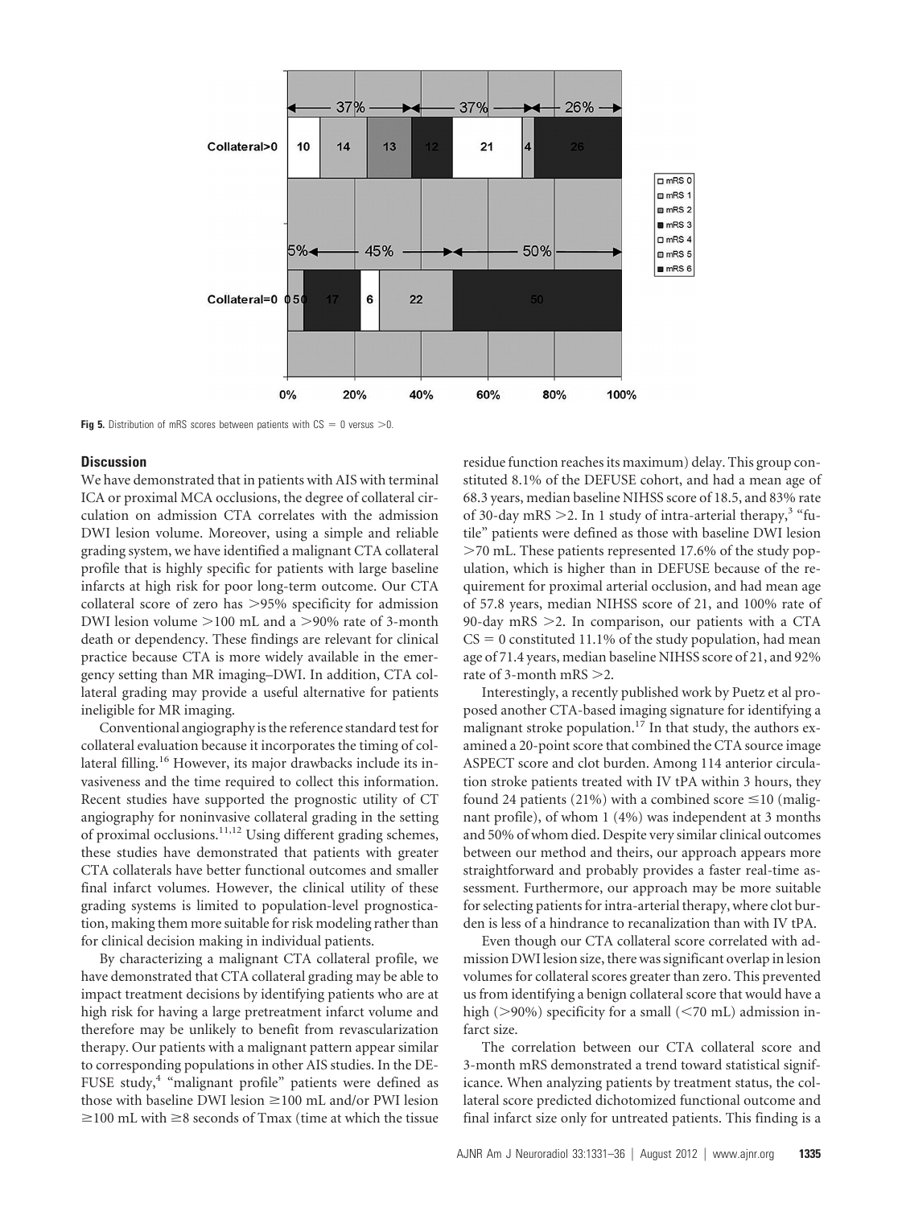**Fig 5.** Distribution of mRS scores between patients with CS = 0 versus >0.

## Discussion

We have demonstrated that in patients with AIS with terminal ICA or proximal MCA occlusions, the degree of collateral circulation on admission CTA correlates with the admission DWI lesion volume. Moreover, using a simple and reliable grading system, we have identified a malignant CTA collateral profile that is highly specific for patients with large baseline infarcts at high risk for poor long-term outcome. Our CTA collateral score of zero has >95% specificity for admission DWI lesion volume >100 mL and a >90% rate of 3-month death or dependency. These findings are relevant for clinical practice because CTA is more widely available in the emergency setting than MR imaging–DWI. In addition, CTA collateral grading may provide a useful alternative for patients ineligible for MR imaging.

Conventional angiography is the reference standard test for collateral evaluation because it incorporates the timing of collateral filling.[16] However, its major drawbacks include its invasiveness and the time required to collect this information. Recent studies have supported the prognostic utility of CT angiography for noninvasive collateral grading in the setting of proximal occlusions.[11,12] Using different grading schemes, these studies have demonstrated that patients with greater CTA collaterals have better functional outcomes and smaller final infarct volumes. However, the clinical utility of these grading systems is limited to population-level prognostication, making them more suitable for risk modeling rather than for clinical decision making in individual patients.

By characterizing a malignant CTA collateral profile, we have demonstrated that CTA collateral grading may be able to impact treatment decisions by identifying patients who are at high risk for having a large pretreatment infarct volume and therefore may be unlikely to benefit from revascularization therapy. Our patients with a malignant pattern appear similar to corresponding populations in other AIS studies. In the DEFUSE study,[4] "malignant profile" patients were defined as those with baseline DWI lesion ≥100 mL and/or PWI lesion ≥100 mL with ≥8 seconds of Tmax (time at which the tissue residue function reaches its maximum) delay. This group constituted 8.1% of the DEFUSE cohort, and had a mean age of 68.3 years, median baseline NIHSS score of 18.5, and 83% rate of 30-day mRS >2. In 1 study of intra-arterial therapy,[3] "futile" patients were defined as those with baseline DWI lesion >70 mL. These patients represented 17.6% of the study population, which is higher than in DEFUSE because of the requirement for proximal arterial occlusion, and had mean age of 57.8 years, median NIHSS score of 21, and 100% rate of 90-day mRS >2. In comparison, our patients with a CTA CS = 0 constituted 11.1% of the study population, had mean age of 71.4 years, median baseline NIHSS score of 21, and 92% rate of 3-month mRS >2.

Interestingly, a recently published work by Puetz et al proposed another CTA-based imaging signature for identifying a malignant stroke population.[17] In that study, the authors examined a 20-point score that combined the CTA source image ASPECT score and clot burden. Among 114 anterior circulation stroke patients treated with IV tPA within 3 hours, they found 24 patients (21%) with a combined score ≤10 (malignant profile), of whom 1 (4%) was independent at 3 months and 50% of whom died. Despite very similar clinical outcomes between our method and theirs, our approach appears more straightforward and probably provides a faster real-time assessment. Furthermore, our approach may be more suitable for selecting patients for intra-arterial therapy, where clot burden is less of a hindrance to recanalization than with IV tPA.

Even though our CTA collateral score correlated with admission DWI lesion size, there was significant overlap in lesion volumes for collateral scores greater than zero. This prevented us from identifying a benign collateral score that would have a high (>90%) specificity for a small (<70 mL) admission infarct size.

The correlation between our CTA collateral score and 3-month mRS demonstrated a trend toward statistical significance. When analyzing patients by treatment status, the collateral score predicted dichotomized functional outcome and final infarct size only for untreated patients. This finding is a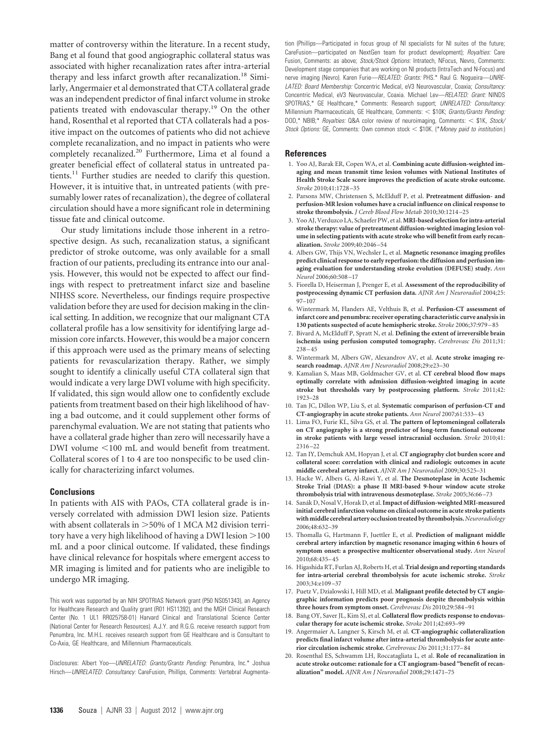matter of controversy within the literature. In a recent study, Bang et al found that good angiographic collateral status was associated with higher recanalization rates after intra-arterial therapy and less infarct growth after recanalization.[18] Similarly, Angermaier et al demonstrated that CTA collateral grade was an independent predictor of final infarct volume in stroke patients treated with endovascular therapy.[19] On the other hand, Rosenthal et al reported that CTA collaterals had a positive impact on the outcomes of patients who did not achieve complete recanalization, and no impact in patients who were completely recanalized.[20] Furthermore, Lima et al found a greater beneficial effect of collateral status in untreated patients.[11] Further studies are needed to clarify this question. However, it is intuitive that, in untreated patients (with presumably lower rates of recanalization), the degree of collateral circulation should have a more significant role in determining tissue fate and clinical outcome.

Our study limitations include those inherent in a retrospective design. As such, recanalization status, a significant predictor of stroke outcome, was only available for a small fraction of our patients, precluding its entrance into our analysis. However, this would not be expected to affect our findings with respect to pretreatment infarct size and baseline NIHSS score. Nevertheless, our findings require prospective validation before they are used for decision making in the clinical setting. In addition, we recognize that our malignant CTA collateral profile has a low sensitivity for identifying large admission core infarcts. However, this would be a major concern if this approach were used as the primary means of selecting patients for revascularization therapy. Rather, we simply sought to identify a clinically useful CTA collateral sign that would indicate a very large DWI volume with high specificity. If validated, this sign would allow one to confidently exclude patients from treatment based on their high likelihood of having a bad outcome, and it could supplement other forms of parenchymal evaluation. We are not stating that patients who have a collateral grade higher than zero will necessarily have a DWI volume <100 mL and would benefit from treatment. Collateral scores of 1 to 4 are too nonspecific to be used clinically for characterizing infarct volumes.

## Conclusions

In patients with AIS with PAOs, CTA collateral grade is inversely correlated with admission DWI lesion size. Patients with absent collaterals in >50% of 1 MCA M2 division territory have a very high likelihood of having a DWI lesion >100 mL and a poor clinical outcome. If validated, these findings have clinical relevance for hospitals where emergent access to MR imaging is limited and for patients who are ineligible to undergo MR imaging.

This work was supported by an NIH SPOTRIAS Network grant (P50 NS051343), an Agency for Healthcare Research and Quality grant (R01 HS11392), and the MGH Clinical Research Center (No. 1 UL1 RR025758-01) Harvard Clinical and Translational Science Center (National Center for Research Resources). A.J.Y. and R.G.G. receive research support from Penumbra, Inc. M.H.L. receives research support from GE Healthcare and is Consultant to Co-Axia, GE Healthcare, and Millennium Pharmaceuticals.

Disclosures: Albert Yoo—*UNRELATED: Grants/Grants Pending:* Penumbra, Inc.* Joshua Hirsch—*UNRELATED: Consultancy:* CareFusion, Phillips, Comments: Vertebral Augmentation (Phillips—Participated in focus group of NI specialists for NI suites of the future; CareFusion—participated on NextGen team for product development); *Royalties:* Care Fusion, Comments: as above; *Stock/Stock Options:* Intratech, NFocus, Nevro, Comments: Development stage companies that are working on NI products (IntraTech and N-Focus) and nerve imaging (Nevro). Karen Furie—*RELATED: Grants:* PHS.* Raul G. Nogueira—*UNRELATED: Board Membership:* Concentric Medical, eV3 Neurovascular, Coaxia; *Consultancy:* Concentric Medical, eV3 Neurovascular, Coaxia. Michael Lev—*RELATED: Grant:* NINDS SPOTRIAS,* GE Healthcare,* Comments: Research support; *UNRELATED: Consultancy:* Millennium Pharmaceuticals, GE Healthcare, Comments: < $10K; *Grants/Grants Pending:* DOD,* NBIB;* *Royalties:* Q&A color review of neuroimaging, Comments: < $1K, *Stock/Stock Options:* GE, Comments: Own common stock < $10K. (**Money paid to institution.*)

## References

1. Yoo AJ, Barak ER, Copen WA, et al. **Combining acute diffusion-weighted imaging and mean transmit time lesion volumes with National Institutes of Health Stroke Scale score improves the prediction of acute stroke outcome.** *Stroke* 2010;41:1728–35
2. Parsons MW, Christensen S, McElduff P, et al. **Pretreatment diffusion- and perfusion-MR lesion volumes have a crucial influence on clinical response to stroke thrombolysis.** *J Cereb Blood Flow Metab* 2010;30:1214–25
3. Yoo AJ, Verduzco LA, Schaefer PW, et al. **MRI-based selection for intra-arterial stroke therapy: value of pretreatment diffusion-weighted imaging lesion volume in selecting patients with acute stroke who will benefit from early recanalization.** *Stroke* 2009;40:2046–54
4. Albers GW, Thijs VN, Wechsler L, et al. **Magnetic resonance imaging profiles predict clinical response to early reperfusion: the diffusion and perfusion imaging evaluation for understanding stroke evolution (DEFUSE) study.** *Ann Neurol* 2006;60:508–17
5. Fiorella D, Heiserman J, Prenger E, et al. **Assessment of the reproducibility of postprocessing dynamic CT perfusion data.** *AJNR Am J Neuroradiol* 2004;25:97–107
6. Wintermark M, Flanders AE, Velthuis B, et al. **Perfusion-CT assessment of infarct core and penumbra: receiver operating characteristic curve analysis in 130 patients suspected of acute hemispheric stroke.** *Stroke* 2006;37:979–85
7. Bivard A, McElduff P, Spratt N, et al. **Defining the extent of irreversible brain ischemia using perfusion computed tomography.** *Cerebrovasc Dis* 2011;31:238–45
8. Wintermark M, Albers GW, Alexandrov AV, et al. **Acute stroke imaging research roadmap.** *AJNR Am J Neuroradiol* 2008;29:e23–30
9. Kamalian S, Maas MB, Goldmacher GV, et al. **CT cerebral blood flow maps optimally correlate with admission diffusion-weighted imaging in acute stroke but thresholds vary by postprocessing platform.** *Stroke* 2011;42:1923–28
10. Tan JC, Dillon WP, Liu S, et al. **Systematic comparison of perfusion-CT and CT-angiography in acute stroke patients.** *Ann Neurol* 2007;61:533–43
11. Lima FO, Furie KL, Silva GS, et al. **The pattern of leptomeningeal collaterals on CT angiography is a strong predictor of long-term functional outcome in stroke patients with large vessel intracranial occlusion.** *Stroke* 2010;41:2316–22
12. Tan IY, Demchuk AM, Hopyan J, et al. **CT angiography clot burden score and collateral score: correlation with clinical and radiologic outcomes in acute middle cerebral artery infarct.** *AJNR Am J Neuroradiol* 2009;30:525–31
13. Hacke W, Albers G, Al-Rawi Y, et al. **The Desmoteplase in Acute Ischemic Stroke Trial (DIAS): a phase II MRI-based 9-hour window acute stroke thrombolysis trial with intravenous desmoteplase.** *Stroke* 2005;36:66–73
14. Sanák D, Nosal V, Horak D, et al. **Impact of diffusion-weighted MRI-measured initial cerebral infarction volume on clinical outcome in acute stroke patients with middle cerebral artery occlusion treated by thrombolysis.** *Neuroradiology* 2006;48:632–39
15. Thomalla G, Hartmann F, Juettler E, et al. **Prediction of malignant middle cerebral artery infarction by magnetic resonance imaging within 6 hours of symptom onset: a prospective multicenter observational study.** *Ann Neurol* 2010;68:435–45
16. Higashida RT, Furlan AJ, Roberts H, et al. **Trial design and reporting standards for intra-arterial cerebral thrombolysis for acute ischemic stroke.** *Stroke* 2003;34:e109–37
17. Puetz V, Dzialowski I, Hill MD, et al. **Malignant profile detected by CT angiographic information predicts poor prognosis despite thrombolysis within three hours from symptom onset.** *Cerebrovasc Dis* 2010;29:584–91
18. Bang OY, Saver JL, Kim SJ, et al. **Collateral flow predicts response to endovascular therapy for acute ischemic stroke.** *Stroke* 2011;42:693–99
19. Angermaier A, Langner S, Kirsch M, et al. **CT-angiographic collateralization predicts final infarct volume after intra-arterial thrombolysis for acute anterior circulation ischemic stroke.** *Cerebrovasc Dis* 2011;31:177–84
20. Rosenthal ES, Schwamm LH, Roccatagliata L, et al. **Role of recanalization in acute stroke outcome: rationale for a CT angiogram-based "benefit of recanalization" model.** *AJNR Am J Neuroradiol* 2008;29:1471–75